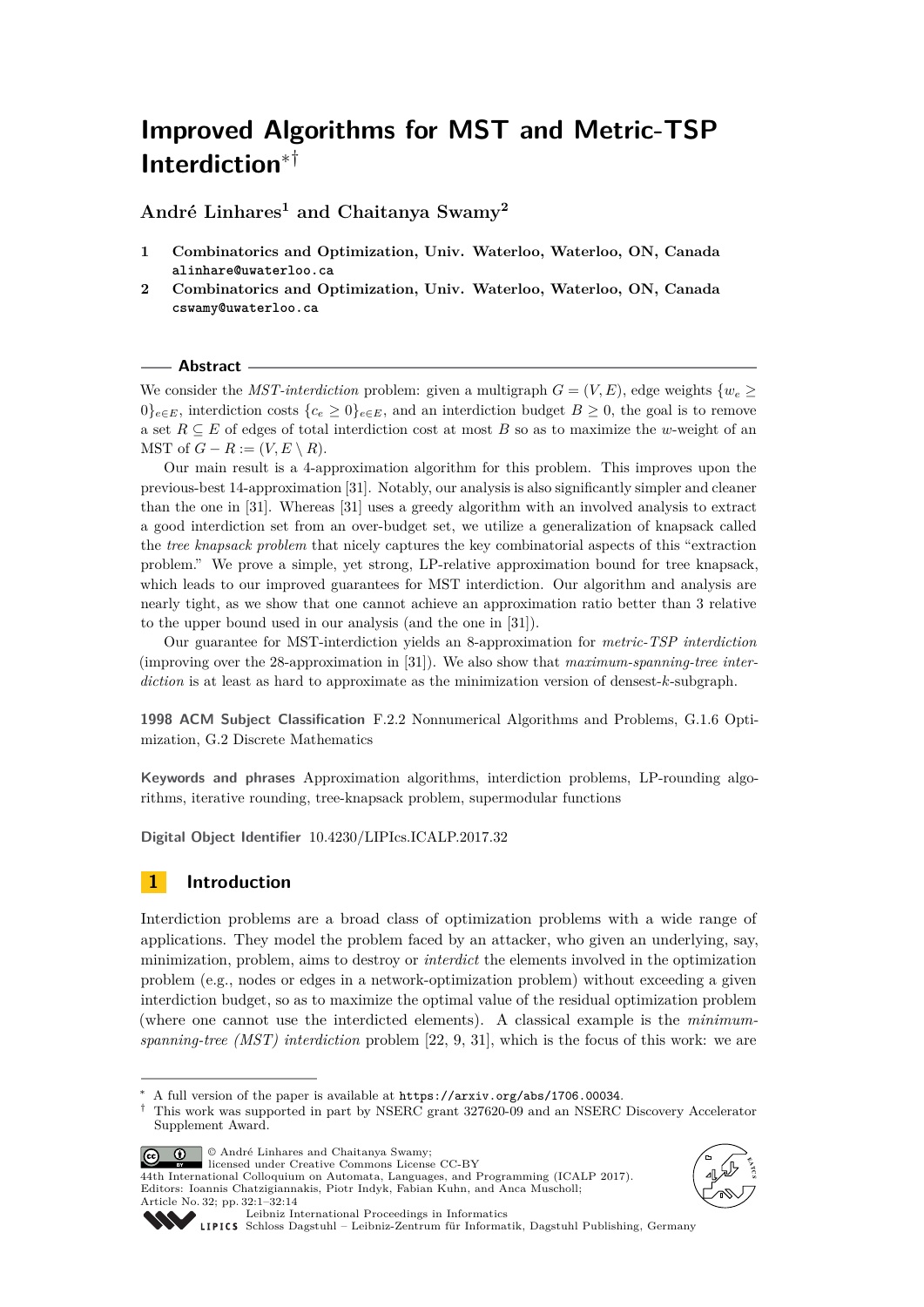# Improved Algorithms for MST and Metric-TSP Interdiction*†

**André Linhares[1] and Chaitanya Swamy[2]**

1 Combinatorics and Optimization, Univ. Waterloo, Waterloo, ON, Canada
alinhare@uwaterloo.ca

2 Combinatorics and Optimization, Univ. Waterloo, Waterloo, ON, Canada
cswamy@uwaterloo.ca

## Abstract

We consider the *MST-interdiction* problem: given a multigraph $G = (V, E)$, edge weights $\{w_e \geq 0\}_{e \in E}$, interdiction costs $\{c_e \geq 0\}_{e \in E}$, and an interdiction budget $B \geq 0$, the goal is to remove a set $R \subseteq E$ of edges of total interdiction cost at most $B$ so as to maximize the $w$-weight of an MST of $G - R := (V, E \setminus R)$.

Our main result is a 4-approximation algorithm for this problem. This improves upon the previous-best 14-approximation [31]. Notably, our analysis is also significantly simpler and cleaner than the one in [31]. Whereas [31] uses a greedy algorithm with an involved analysis to extract a good interdiction set from an over-budget set, we utilize a generalization of knapsack called the *tree knapsack problem* that nicely captures the key combinatorial aspects of this "extraction problem." We prove a simple, yet strong, LP-relative approximation bound for tree knapsack, which leads to our improved guarantees for MST interdiction. Our algorithm and analysis are nearly tight, as we show that one cannot achieve an approximation ratio better than 3 relative to the upper bound used in our analysis (and the one in [31]).

Our guarantee for MST-interdiction yields an 8-approximation for *metric-TSP interdiction* (improving over the 28-approximation in [31]). We also show that *maximum-spanning-tree interdiction* is at least as hard to approximate as the minimization version of densest-$k$-subgraph.

**1998 ACM Subject Classification** F.2.2 Nonnumerical Algorithms and Problems, G.1.6 Optimization, G.2 Discrete Mathematics

**Keywords and phrases** Approximation algorithms, interdiction problems, LP-rounding algorithms, iterative rounding, tree-knapsack problem, supermodular functions

**Digital Object Identifier** 10.4230/LIPIcs.ICALP.2017.32

## 1 Introduction

Interdiction problems are a broad class of optimization problems with a wide range of applications. They model the problem faced by an attacker, who given an underlying, say, minimization, problem, aims to destroy or *interdict* the elements involved in the optimization problem (e.g., nodes or edges in a network-optimization problem) without exceeding a given interdiction budget, so as to maximize the optimal value of the residual optimization problem (where one cannot use the interdicted elements). A classical example is the *minimum-spanning-tree (MST) interdiction* problem [22, 9, 31], which is the focus of this work: we are

---

* A full version of the paper is available at https://arxiv.org/abs/1706.00034.

† This work was supported in part by NSERC grant 327620-09 and an NSERC Discovery Accelerator Supplement Award.

© André Linhares and Chaitanya Swamy;
licensed under Creative Commons License CC-BY
44th International Colloquium on Automata, Languages, and Programming (ICALP 2017).
Editors: Ioannis Chatzigiannakis, Piotr Indyk, Fabian Kuhn, and Anca Muscholl;
Article No. 32; pp. 32:1–32:14
Leibniz International Proceedings in Informatics
Schloss Dagstuhl – Leibniz-Zentrum für Informatik, Dagstuhl Publishing, Germany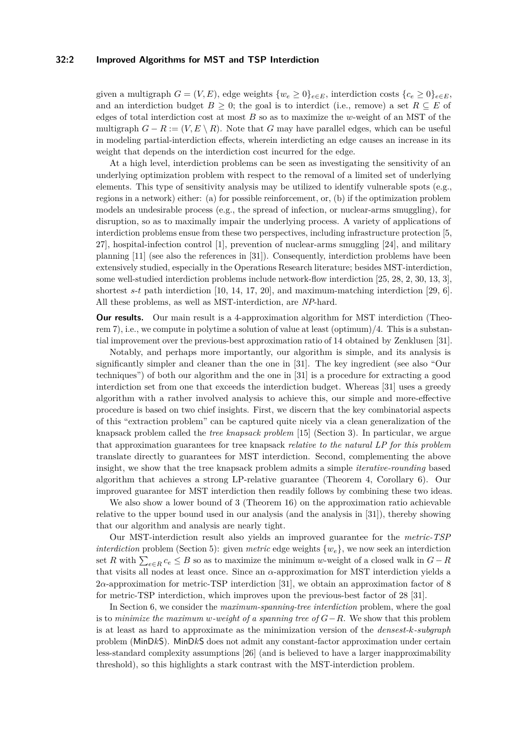given a multigraph $G = (V, E)$, edge weights $\{w_e \geq 0\}_{e \in E}$, interdiction costs $\{c_e \geq 0\}_{e \in E}$, and an interdiction budget $B \geq 0$; the goal is to interdict (i.e., remove) a set $R \subseteq E$ of edges of total interdiction cost at most $B$ so as to maximize the $w$-weight of an MST of the multigraph $G - R := (V, E \setminus R)$. Note that $G$ may have parallel edges, which can be useful in modeling partial-interdiction effects, wherein interdicting an edge causes an increase in its weight that depends on the interdiction cost incurred for the edge.

At a high level, interdiction problems can be seen as investigating the sensitivity of an underlying optimization problem with respect to the removal of a limited set of underlying elements. This type of sensitivity analysis may be utilized to identify vulnerable spots (e.g., regions in a network) either: (a) for possible reinforcement, or, (b) if the optimization problem models an undesirable process (e.g., the spread of infection, or nuclear-arms smuggling), for disruption, so as to maximally impair the underlying process. A variety of applications of interdiction problems ensue from these two perspectives, including infrastructure protection [5, 27], hospital-infection control [1], prevention of nuclear-arms smuggling [24], and military planning [11] (see also the references in [31]). Consequently, interdiction problems have been extensively studied, especially in the Operations Research literature; besides MST-interdiction, some well-studied interdiction problems include network-flow interdiction [25, 28, 2, 30, 13, 3], shortest $s$-$t$ path interdiction [10, 14, 17, 20], and maximum-matching interdiction [29, 6]. All these problems, as well as MST-interdiction, are *NP*-hard.

**Our results.** Our main result is a 4-approximation algorithm for MST interdiction (Theorem 7), i.e., we compute in polytime a solution of value at least (optimum)/4. This is a substantial improvement over the previous-best approximation ratio of 14 obtained by Zenklusen [31].

Notably, and perhaps more importantly, our algorithm is simple, and its analysis is significantly simpler and cleaner than the one in [31]. The key ingredient (see also "Our techniques") of both our algorithm and the one in [31] is a procedure for extracting a good interdiction set from one that exceeds the interdiction budget. Whereas [31] uses a greedy algorithm with a rather involved analysis to achieve this, our simple and more-effective procedure is based on two chief insights. First, we discern that the key combinatorial aspects of this "extraction problem" can be captured quite nicely via a clean generalization of the knapsack problem called the *tree knapsack problem* [15] (Section 3). In particular, we argue that approximation guarantees for tree knapsack *relative to the natural LP for this problem* translate directly to guarantees for MST interdiction. Second, complementing the above insight, we show that the tree knapsack problem admits a simple *iterative-rounding* based algorithm that achieves a strong LP-relative guarantee (Theorem 4, Corollary 6). Our improved guarantee for MST interdiction then readily follows by combining these two ideas.

We also show a lower bound of 3 (Theorem 16) on the approximation ratio achievable relative to the upper bound used in our analysis (and the analysis in [31]), thereby showing that our algorithm and analysis are nearly tight.

Our MST-interdiction result also yields an improved guarantee for the *metric-TSP interdiction* problem (Section 5): given *metric* edge weights $\{w_e\}$, we now seek an interdiction set $R$ with $\sum_{e \in R} c_e \leq B$ so as to maximize the minimum $w$-weight of a closed walk in $G - R$ that visits all nodes at least once. Since an $\alpha$-approximation for MST interdiction yields a $2\alpha$-approximation for metric-TSP interdiction [31], we obtain an approximation factor of 8 for metric-TSP interdiction, which improves upon the previous-best factor of 28 [31].

In Section 6, we consider the *maximum-spanning-tree interdiction* problem, where the goal is to *minimize the maximum $w$-weight of a spanning tree of $G - R$*. We show that this problem is at least as hard to approximate as the minimization version of the *densest-$k$-subgraph* problem (MinD$k$S). MinD$k$S does not admit any constant-factor approximation under certain less-standard complexity assumptions [26] (and is believed to have a larger inapproximability threshold), so this highlights a stark contrast with the MST-interdiction problem.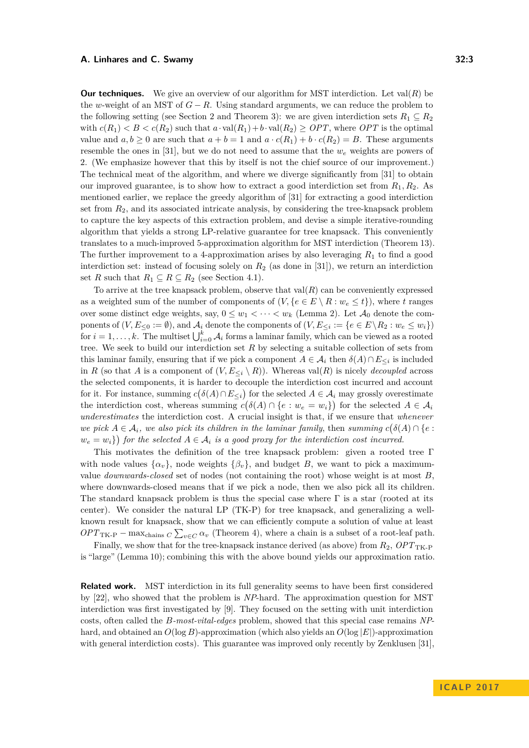**Our techniques.** We give an overview of our algorithm for MST interdiction. Let $\text{val}(R)$ be the $w$-weight of an MST of $G - R$. Using standard arguments, we can reduce the problem to the following setting (see Section 2 and Theorem 3): we are given interdiction sets $R_1 \subseteq R_2$ with $c(R_1) < B < c(R_2)$ such that $a \cdot \text{val}(R_1) + b \cdot \text{val}(R_2) \geq OPT$, where $OPT$ is the optimal value and $a, b \geq 0$ are such that $a + b = 1$ and $a \cdot c(R_1) + b \cdot c(R_2) = B$. These arguments resemble the ones in [31], but we do not need to assume that the $w_e$ weights are powers of 2. (We emphasize however that this by itself is not the chief source of our improvement.) The technical meat of the algorithm, and where we diverge significantly from [31] to obtain our improved guarantee, is to show how to extract a good interdiction set from $R_1, R_2$. As mentioned earlier, we replace the greedy algorithm of [31] for extracting a good interdiction set from $R_2$, and its associated intricate analysis, by considering the tree-knapsack problem to capture the key aspects of this extraction problem, and devise a simple iterative-rounding algorithm that yields a strong LP-relative guarantee for tree knapsack. This conveniently translates to a much-improved 5-approximation algorithm for MST interdiction (Theorem 13). The further improvement to a 4-approximation arises by also leveraging $R_1$ to find a good interdiction set: instead of focusing solely on $R_2$ (as done in [31]), we return an interdiction set $R$ such that $R_1 \subseteq R \subseteq R_2$ (see Section 4.1).

To arrive at the tree knapsack problem, observe that $\text{val}(R)$ can be conveniently expressed as a weighted sum of the number of components of $(V, \{e \in E \setminus R : w_e \leq t\})$, where $t$ ranges over some distinct edge weights, say, $0 \leq w_1 < \cdots < w_k$ (Lemma 2). Let $\mathcal{A}_0$ denote the components of $(V, E_{\leq 0} := \emptyset)$, and $\mathcal{A}_i$ denote the components of $(V, E_{\leq i} := \{e \in E \setminus R_2 : w_e \leq w_i\})$ for $i = 1, \ldots, k$. The multiset $\bigcup_{i=0}^{k} \mathcal{A}_i$ forms a laminar family, which can be viewed as a rooted tree. We seek to build our interdiction set $R$ by selecting a suitable collection of sets from this laminar family, ensuring that if we pick a component $A \in \mathcal{A}_i$ then $\delta(A) \cap E_{\leq i}$ is included in $R$ (so that $A$ is a component of $(V, E_{\leq i} \setminus R)$). Whereas $\text{val}(R)$ is nicely *decoupled* across the selected components, it is harder to decouple the interdiction cost incurred and account for it. For instance, summing $c\big(\delta(A) \cap E_{\leq i}\big)$ for the selected $A \in \mathcal{A}_i$ may grossly overestimate the interdiction cost, whereas summing $c\big(\delta(A) \cap \{e : w_e = w_i\}\big)$ for the selected $A \in \mathcal{A}_i$ *underestimates* the interdiction cost. A crucial insight is that, if we ensure that *whenever we pick $A \in \mathcal{A}_i$, we also pick its children in the laminar family*, then *summing $c\big(\delta(A) \cap \{e : w_e = w_i\}\big)$ for the selected $A \in \mathcal{A}_i$ is a good proxy for the interdiction cost incurred.*

This motivates the definition of the tree knapsack problem: given a rooted tree $\Gamma$ with node values $\{\alpha_v\}$, node weights $\{\beta_v\}$, and budget $B$, we want to pick a maximum-value *downwards-closed* set of nodes (not containing the root) whose weight is at most $B$, where downwards-closed means that if we pick a node, then we also pick all its children. The standard knapsack problem is thus the special case where $\Gamma$ is a star (rooted at its center). We consider the natural LP (TK-P) for tree knapsack, and generalizing a well-known result for knapsack, show that we can efficiently compute a solution of value at least $OPT_{\text{TK-P}} - \max_{\text{chains } C} \sum_{v \in C} \alpha_v$ (Theorem 4), where a chain is a subset of a root-leaf path.

Finally, we show that for the tree-knapsack instance derived (as above) from $R_2$, $OPT_{\text{TK-P}}$ is "large" (Lemma 10); combining this with the above bound yields our approximation ratio.

**Related work.** MST interdiction in its full generality seems to have been first considered by [22], who showed that the problem is *NP*-hard. The approximation question for MST interdiction was first investigated by [9]. They focused on the setting with unit interdiction costs, often called the *B-most-vital-edges* problem, showed that this special case remains *NP*-hard, and obtained an $O(\log B)$-approximation (which also yields an $O(\log |E|)$-approximation with general interdiction costs). This guarantee was improved only recently by Zenklusen [31],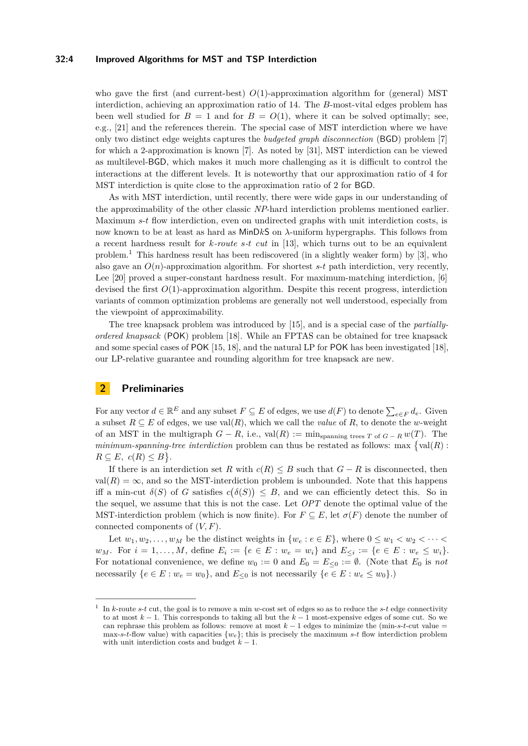who gave the first (and current-best) $O(1)$-approximation algorithm for (general) MST interdiction, achieving an approximation ratio of 14. The $B$-most-vital edges problem has been well studied for $B = 1$ and for $B = O(1)$, where it can be solved optimally; see, e.g., [21] and the references therein. The special case of MST interdiction where we have only two distinct edge weights captures the *budgeted graph disconnection* (BGD) problem [7] for which a 2-approximation is known [7]. As noted by [31], MST interdiction can be viewed as multilevel-BGD, which makes it much more challenging as it is difficult to control the interactions at the different levels. It is noteworthy that our approximation ratio of 4 for MST interdiction is quite close to the approximation ratio of 2 for BGD.

As with MST interdiction, until recently, there were wide gaps in our understanding of the approximability of the other classic *NP*-hard interdiction problems mentioned earlier. Maximum $s$-$t$ flow interdiction, even on undirected graphs with unit interdiction costs, is now known to be at least as hard as MinD$k$S on $\lambda$-uniform hypergraphs. This follows from a recent hardness result for *$k$-route $s$-$t$ cut* in [13], which turns out to be an equivalent problem.[1] This hardness result has been rediscovered (in a slightly weaker form) by [3], who also gave an $O(n)$-approximation algorithm. For shortest $s$-$t$ path interdiction, very recently, Lee [20] proved a super-constant hardness result. For maximum-matching interdiction, [6] devised the first $O(1)$-approximation algorithm. Despite this recent progress, interdiction variants of common optimization problems are generally not well understood, especially from the viewpoint of approximability.

The tree knapsack problem was introduced by [15], and is a special case of the *partially-ordered knapsack* (POK) problem [18]. While an FPTAS can be obtained for tree knapsack and some special cases of POK [15, 18], and the natural LP for POK has been investigated [18], our LP-relative guarantee and rounding algorithm for tree knapsack are new.

## 2 Preliminaries

For any vector $d \in \mathbb{R}^E$ and any subset $F \subseteq E$ of edges, we use $d(F)$ to denote $\sum_{e \in F} d_e$. Given a subset $R \subseteq E$ of edges, we use $\mathrm{val}(R)$, which we call the *value* of $R$, to denote the $w$-weight of an MST in the multigraph $G - R$, i.e., $\mathrm{val}(R) := \min_{\text{spanning trees } T \text{ of } G-R} w(T)$. The *minimum-spanning-tree interdiction* problem can thus be restated as follows: $\max\{\mathrm{val}(R) : R \subseteq E,\ c(R) \le B\}$.

If there is an interdiction set $R$ with $c(R) \le B$ such that $G - R$ is disconnected, then $\mathrm{val}(R) = \infty$, and so the MST-interdiction problem is unbounded. Note that this happens iff a min-cut $\delta(S)$ of $G$ satisfies $c\big(\delta(S)\big) \le B$, and we can efficiently detect this. So in the sequel, we assume that this is not the case. Let $OPT$ denote the optimal value of the MST-interdiction problem (which is now finite). For $F \subseteq E$, let $\sigma(F)$ denote the number of connected components of $(V, F)$.

Let $w_1, w_2, \ldots, w_M$ be the distinct weights in $\{w_e : e \in E\}$, where $0 \le w_1 < w_2 < \cdots < w_M$. For $i = 1, \ldots, M$, define $E_i := \{e \in E : w_e = w_i\}$ and $E_{\le i} := \{e \in E : w_e \le w_i\}$. For notational convenience, we define $w_0 := 0$ and $E_0 = E_{\le 0} := \emptyset$. (Note that $E_0$ is *not* necessarily $\{e \in E : w_e = w_0\}$, and $E_{\le 0}$ is not necessarily $\{e \in E : w_e \le w_0\}$.)

---

[1] In $k$-route $s$-$t$ cut, the goal is to remove a min $w$-cost set of edges so as to reduce the $s$-$t$ edge connectivity to at most $k - 1$. This corresponds to taking all but the $k - 1$ most-expensive edges of some cut. So we can rephrase this problem as follows: remove at most $k - 1$ edges to minimize the (min-$s$-$t$-cut value = max-$s$-$t$-flow value) with capacities $\{w_e\}$; this is precisely the maximum $s$-$t$ flow interdiction problem with unit interdiction costs and budget $k - 1$.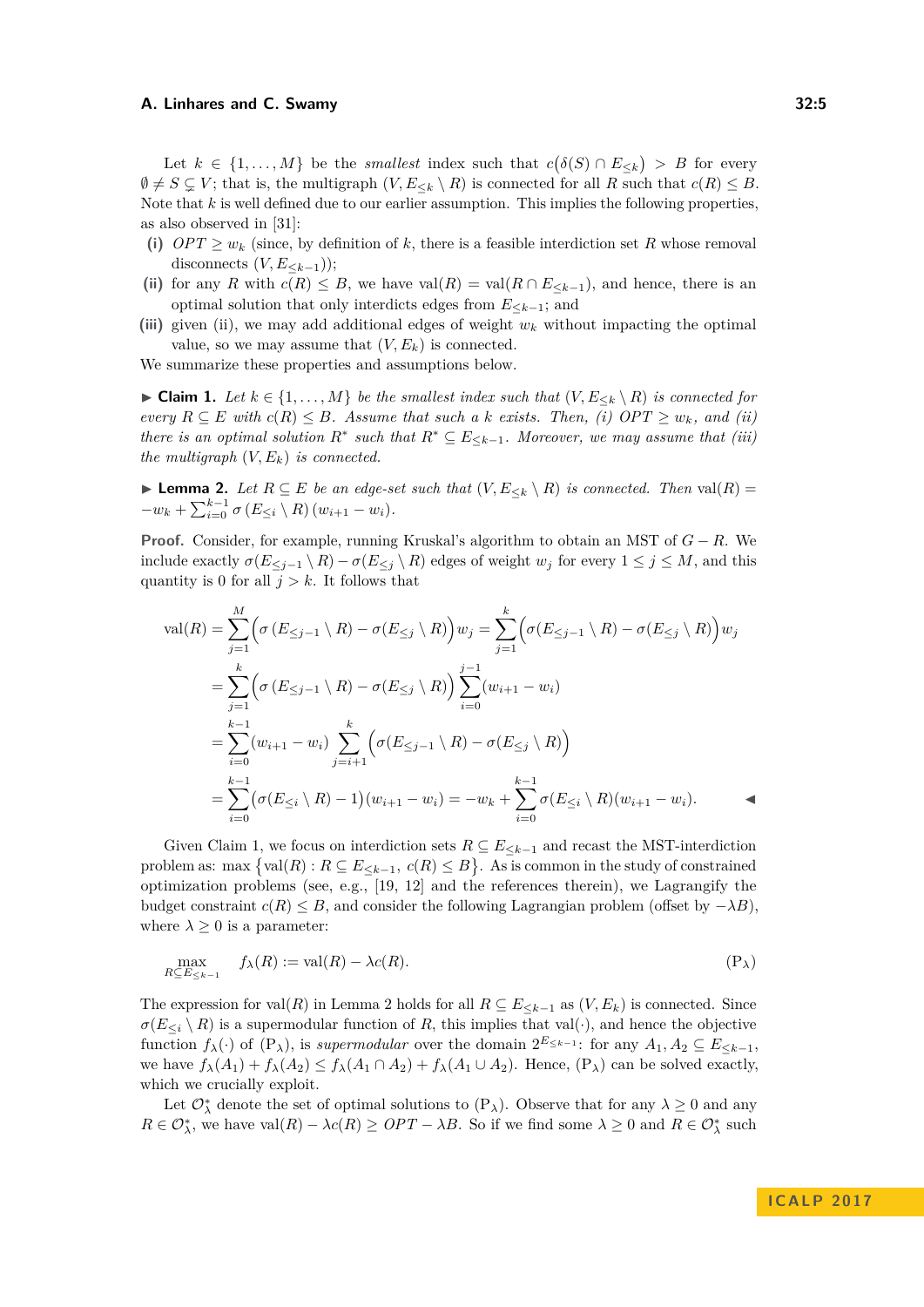Let $k \in \{1, \ldots, M\}$ be the *smallest* index such that $c\big(\delta(S) \cap E_{\leq k}\big) > B$ for every $\emptyset \neq S \subsetneq V$; that is, the multigraph $(V, E_{\leq k} \setminus R)$ is connected for all $R$ such that $c(R) \leq B$. Note that $k$ is well defined due to our earlier assumption. This implies the following properties, as also observed in [31]:

**(i)** $OPT \geq w_k$ (since, by definition of $k$, there is a feasible interdiction set $R$ whose removal disconnects $(V, E_{\leq k-1})$);

**(ii)** for any $R$ with $c(R) \leq B$, we have $\mathrm{val}(R) = \mathrm{val}(R \cap E_{\leq k-1})$, and hence, there is an optimal solution that only interdicts edges from $E_{\leq k-1}$; and

**(iii)** given (ii), we may add additional edges of weight $w_k$ without impacting the optimal value, so we may assume that $(V, E_k)$ is connected.

We summarize these properties and assumptions below.

▶ **Claim 1.** *Let $k \in \{1, \ldots, M\}$ be the smallest index such that $(V, E_{\leq k} \setminus R)$ is connected for every $R \subseteq E$ with $c(R) \leq B$. Assume that such a $k$ exists. Then, (i) $OPT \geq w_k$, and (ii) there is an optimal solution $R^*$ such that $R^* \subseteq E_{\leq k-1}$. Moreover, we may assume that (iii) the multigraph $(V, E_k)$ is connected.*

▶ **Lemma 2.** *Let $R \subseteq E$ be an edge-set such that $(V, E_{\leq k} \setminus R)$ is connected. Then $\mathrm{val}(R) = -w_k + \sum_{i=0}^{k-1} \sigma\left(E_{\leq i} \setminus R\right)(w_{i+1} - w_i)$.*

**Proof.** Consider, for example, running Kruskal's algorithm to obtain an MST of $G - R$. We include exactly $\sigma(E_{\leq j-1} \setminus R) - \sigma(E_{\leq j} \setminus R)$ edges of weight $w_j$ for every $1 \leq j \leq M$, and this quantity is 0 for all $j > k$. It follows that

$$
\begin{aligned}
\mathrm{val}(R) &= \sum_{j=1}^{M} \Big(\sigma\left(E_{\leq j-1} \setminus R\right) - \sigma(E_{\leq j} \setminus R)\Big) w_j = \sum_{j=1}^{k} \Big(\sigma(E_{\leq j-1} \setminus R) - \sigma(E_{\leq j} \setminus R)\Big) w_j \\
&= \sum_{j=1}^{k} \Big(\sigma\left(E_{\leq j-1} \setminus R\right) - \sigma(E_{\leq j} \setminus R)\Big) \sum_{i=0}^{j-1} (w_{i+1} - w_i) \\
&= \sum_{i=0}^{k-1} (w_{i+1} - w_i) \sum_{j=i+1}^{k} \Big(\sigma(E_{\leq j-1} \setminus R) - \sigma(E_{\leq j} \setminus R)\Big) \\
&= \sum_{i=0}^{k-1} \big(\sigma(E_{\leq i} \setminus R) - 1\big)(w_{i+1} - w_i) = -w_k + \sum_{i=0}^{k-1} \sigma(E_{\leq i} \setminus R)(w_{i+1} - w_i).
\end{aligned}
$$

◀

Given Claim 1, we focus on interdiction sets $R \subseteq E_{\leq k-1}$ and recast the MST-interdiction problem as: $\max\big\{\mathrm{val}(R) : R \subseteq E_{\leq k-1},\ c(R) \leq B\big\}$. As is common in the study of constrained optimization problems (see, e.g., [19, 12] and the references therein), we Lagrangify the budget constraint $c(R) \leq B$, and consider the following Lagrangian problem (offset by $-\lambda B$), where $\lambda \geq 0$ is a parameter:

$$
\max_{R \subseteq E_{\leq k-1}} \quad f_\lambda(R) := \mathrm{val}(R) - \lambda c(R). \tag{$\mathrm{P}_\lambda$}
$$

The expression for $\mathrm{val}(R)$ in Lemma 2 holds for all $R \subseteq E_{\leq k-1}$ as $(V, E_k)$ is connected. Since $\sigma(E_{\leq i} \setminus R)$ is a supermodular function of $R$, this implies that $\mathrm{val}(\cdot)$, and hence the objective function $f_\lambda(\cdot)$ of $(\mathrm{P}_\lambda)$, is *supermodular* over the domain $2^{E_{\leq k-1}}$: for any $A_1, A_2 \subseteq E_{\leq k-1}$, we have $f_\lambda(A_1) + f_\lambda(A_2) \leq f_\lambda(A_1 \cap A_2) + f_\lambda(A_1 \cup A_2)$. Hence, $(\mathrm{P}_\lambda)$ can be solved exactly, which we crucially exploit.

Let $\mathcal{O}^*_\lambda$ denote the set of optimal solutions to $(\mathrm{P}_\lambda)$. Observe that for any $\lambda \geq 0$ and any $R \in \mathcal{O}^*_\lambda$, we have $\mathrm{val}(R) - \lambda c(R) \geq OPT - \lambda B$. So if we find some $\lambda \geq 0$ and $R \in \mathcal{O}^*_\lambda$ such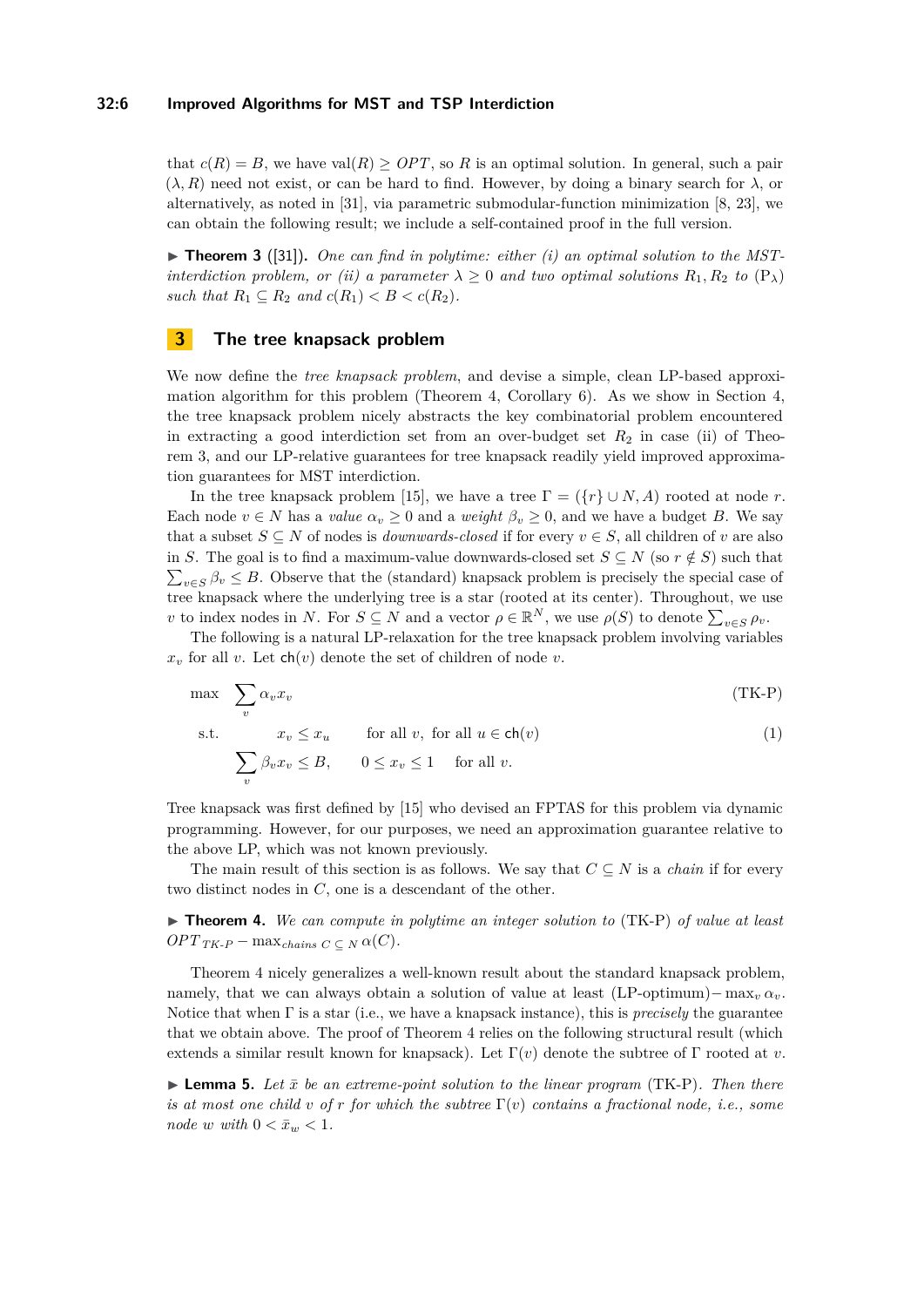that $c(R) = B$, we have $\text{val}(R) \geq OPT$, so $R$ is an optimal solution. In general, such a pair $(\lambda, R)$ need not exist, or can be hard to find. However, by doing a binary search for $\lambda$, or alternatively, as noted in [31], via parametric submodular-function minimization [8, 23], we can obtain the following result; we include a self-contained proof in the full version.

▶ **Theorem 3** ([31]). *One can find in polytime: either (i) an optimal solution to the MST-interdiction problem, or (ii) a parameter $\lambda \geq 0$ and two optimal solutions $R_1, R_2$ to* $(\text{P}_\lambda)$ *such that $R_1 \subseteq R_2$ and $c(R_1) < B < c(R_2)$.*

## 3 The tree knapsack problem

We now define the *tree knapsack problem*, and devise a simple, clean LP-based approximation algorithm for this problem (Theorem 4, Corollary 6). As we show in Section 4, the tree knapsack problem nicely abstracts the key combinatorial problem encountered in extracting a good interdiction set from an over-budget set $R_2$ in case (ii) of Theorem 3, and our LP-relative guarantees for tree knapsack readily yield improved approximation guarantees for MST interdiction.

In the tree knapsack problem [15], we have a tree $\Gamma = (\{r\} \cup N, A)$ rooted at node $r$. Each node $v \in N$ has a *value* $\alpha_v \geq 0$ and a *weight* $\beta_v \geq 0$, and we have a budget $B$. We say that a subset $S \subseteq N$ of nodes is *downwards-closed* if for every $v \in S$, all children of $v$ are also in $S$. The goal is to find a maximum-value downwards-closed set $S \subseteq N$ (so $r \notin S$) such that $\sum_{v \in S} \beta_v \leq B$. Observe that the (standard) knapsack problem is precisely the special case of tree knapsack where the underlying tree is a star (rooted at its center). Throughout, we use $v$ to index nodes in $N$. For $S \subseteq N$ and a vector $\rho \in \mathbb{R}^N$, we use $\rho(S)$ to denote $\sum_{v \in S} \rho_v$.

The following is a natural LP-relaxation for the tree knapsack problem involving variables $x_v$ for all $v$. Let $\mathsf{ch}(v)$ denote the set of children of node $v$.

$$\max \quad \sum_v \alpha_v x_v \tag{TK-P}$$

$$\text{s.t.} \quad x_v \leq x_u \qquad \text{for all } v, \text{ for all } u \in \mathsf{ch}(v) \tag{1}$$

$$\sum_v \beta_v x_v \leq B, \qquad 0 \leq x_v \leq 1 \quad \text{for all } v.$$

Tree knapsack was first defined by [15] who devised an FPTAS for this problem via dynamic programming. However, for our purposes, we need an approximation guarantee relative to the above LP, which was not known previously.

The main result of this section is as follows. We say that $C \subseteq N$ is a *chain* if for every two distinct nodes in $C$, one is a descendant of the other.

▶ **Theorem 4.** *We can compute in polytime an integer solution to* (TK-P) *of value at least $OPT_{\text{TK-P}} - \max_{\text{chains } C \subseteq N} \alpha(C)$.*

Theorem 4 nicely generalizes a well-known result about the standard knapsack problem, namely, that we can always obtain a solution of value at least (LP-optimum)$- \max_v \alpha_v$. Notice that when $\Gamma$ is a star (i.e., we have a knapsack instance), this is *precisely* the guarantee that we obtain above. The proof of Theorem 4 relies on the following structural result (which extends a similar result known for knapsack). Let $\Gamma(v)$ denote the subtree of $\Gamma$ rooted at $v$.

▶ **Lemma 5.** *Let $\bar{x}$ be an extreme-point solution to the linear program* (TK-P)*. Then there is at most one child $v$ of $r$ for which the subtree $\Gamma(v)$ contains a fractional node, i.e., some node $w$ with $0 < \bar{x}_w < 1$.*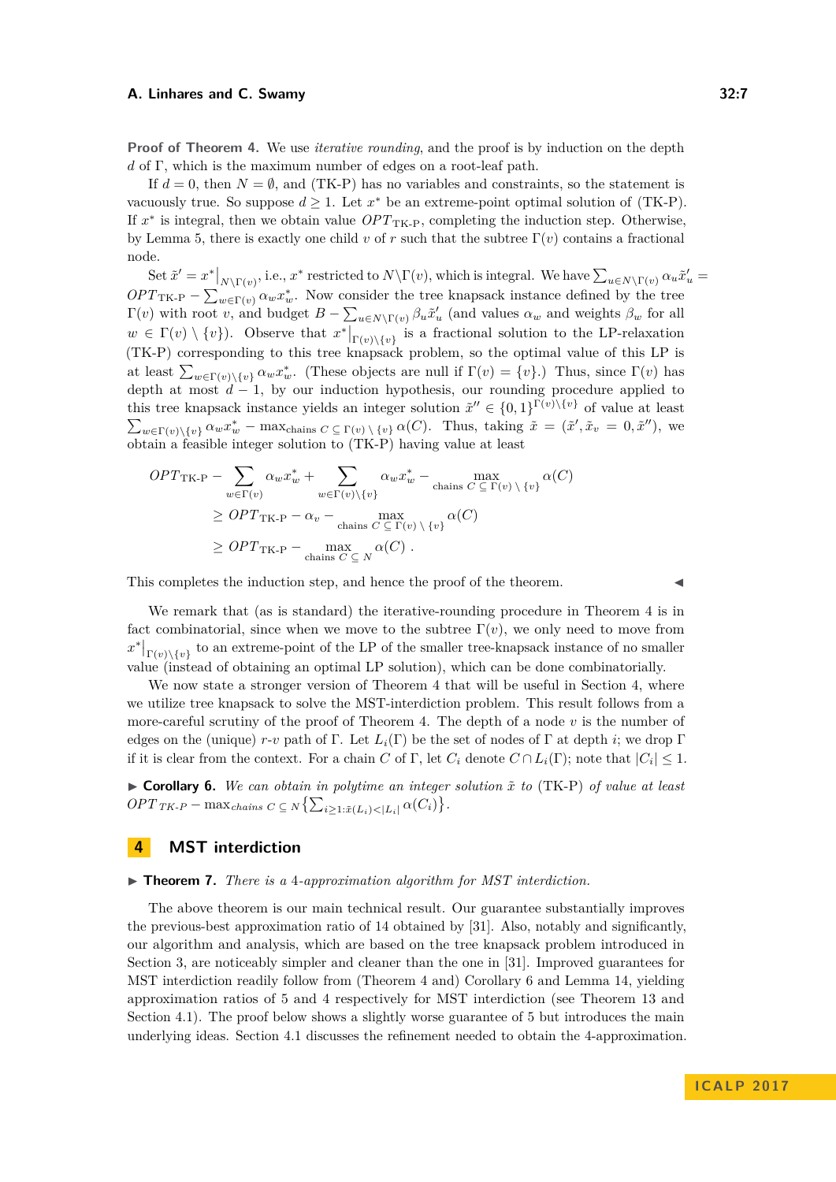**Proof of Theorem 4.** We use *iterative rounding*, and the proof is by induction on the depth $d$ of $\Gamma$, which is the maximum number of edges on a root-leaf path.

If $d = 0$, then $N = \emptyset$, and (TK-P) has no variables and constraints, so the statement is vacuously true. So suppose $d \geq 1$. Let $x^*$ be an extreme-point optimal solution of (TK-P). If $x^*$ is integral, then we obtain value $OPT_{\text{TK-P}}$, completing the induction step. Otherwise, by Lemma 5, there is exactly one child $v$ of $r$ such that the subtree $\Gamma(v)$ contains a fractional node.

Set $\tilde{x}' = x^*|_{N\setminus\Gamma(v)}$, i.e., $x^*$ restricted to $N\setminus\Gamma(v)$, which is integral. We have $\sum_{u\in N\setminus\Gamma(v)} \alpha_u \tilde{x}'_u = OPT_{\text{TK-P}} - \sum_{w\in\Gamma(v)} \alpha_w x^*_w$. Now consider the tree knapsack instance defined by the tree $\Gamma(v)$ with root $v$, and budget $B - \sum_{u\in N\setminus\Gamma(v)} \beta_u \tilde{x}'_u$ (and values $\alpha_w$ and weights $\beta_w$ for all $w \in \Gamma(v) \setminus \{v\}$). Observe that $x^*|_{\Gamma(v)\setminus\{v\}}$ is a fractional solution to the LP-relaxation (TK-P) corresponding to this tree knapsack problem, so the optimal value of this LP is at least $\sum_{w\in\Gamma(v)\setminus\{v\}} \alpha_w x^*_w$. (These objects are null if $\Gamma(v) = \{v\}$.) Thus, since $\Gamma(v)$ has depth at most $d-1$, by our induction hypothesis, our rounding procedure applied to this tree knapsack instance yields an integer solution $\tilde{x}'' \in \{0,1\}^{\Gamma(v)\setminus\{v\}}$ of value at least $\sum_{w\in\Gamma(v)\setminus\{v\}} \alpha_w x^*_w - \max_{\text{chains } C \subseteq \Gamma(v)\setminus\{v\}} \alpha(C)$. Thus, taking $\tilde{x} = (\tilde{x}', \tilde{x}_v = 0, \tilde{x}'')$, we obtain a feasible integer solution to (TK-P) having value at least

$$
\begin{aligned}
&OPT_{\text{TK-P}} - \sum_{w\in\Gamma(v)} \alpha_w x^*_w + \sum_{w\in\Gamma(v)\setminus\{v\}} \alpha_w x^*_w - \max_{\text{chains } C \subseteq \Gamma(v)\setminus\{v\}} \alpha(C) \\
&\geq OPT_{\text{TK-P}} - \alpha_v - \max_{\text{chains } C \subseteq \Gamma(v)\setminus\{v\}} \alpha(C) \\
&\geq OPT_{\text{TK-P}} - \max_{\text{chains } C \subseteq N} \alpha(C) .
\end{aligned}
$$

This completes the induction step, and hence the proof of the theorem. ◀

We remark that (as is standard) the iterative-rounding procedure in Theorem 4 is in fact combinatorial, since when we move to the subtree $\Gamma(v)$, we only need to move from $x^*|_{\Gamma(v)\setminus\{v\}}$ to an extreme-point of the LP of the smaller tree-knapsack instance of no smaller value (instead of obtaining an optimal LP solution), which can be done combinatorially.

We now state a stronger version of Theorem 4 that will be useful in Section 4, where we utilize tree knapsack to solve the MST-interdiction problem. This result follows from a more-careful scrutiny of the proof of Theorem 4. The depth of a node $v$ is the number of edges on the (unique) $r$-$v$ path of $\Gamma$. Let $L_i(\Gamma)$ be the set of nodes of $\Gamma$ at depth $i$; we drop $\Gamma$ if it is clear from the context. For a chain $C$ of $\Gamma$, let $C_i$ denote $C \cap L_i(\Gamma)$; note that $|C_i| \leq 1$.

▶ **Corollary 6.** *We can obtain in polytime an integer solution $\tilde{x}$ to* (TK-P) *of value at least $OPT_{\text{TK-P}} - \max_{\text{chains } C \subseteq N} \{\sum_{i\geq 1: \tilde{x}(L_i)<|L_i|} \alpha(C_i)\}$.*

## 4 MST interdiction

▶ **Theorem 7.** *There is a 4-approximation algorithm for MST interdiction.*

The above theorem is our main technical result. Our guarantee substantially improves the previous-best approximation ratio of 14 obtained by [31]. Also, notably and significantly, our algorithm and analysis, which are based on the tree knapsack problem introduced in Section 3, are noticeably simpler and cleaner than the one in [31]. Improved guarantees for MST interdiction readily follow from (Theorem 4 and) Corollary 6 and Lemma 14, yielding approximation ratios of 5 and 4 respectively for MST interdiction (see Theorem 13 and Section 4.1). The proof below shows a slightly worse guarantee of 5 but introduces the main underlying ideas. Section 4.1 discusses the refinement needed to obtain the 4-approximation.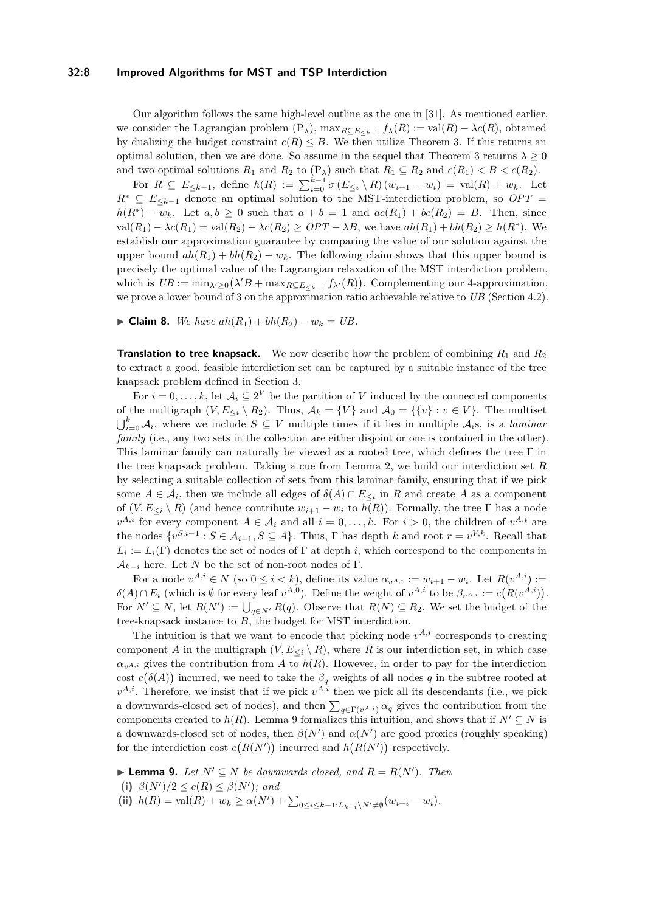Our algorithm follows the same high-level outline as the one in [31]. As mentioned earlier, we consider the Lagrangian problem ($\mathrm{P}_\lambda$), $\max_{R \subseteq E_{\leq k-1}} f_\lambda(R) := \mathrm{val}(R) - \lambda c(R)$, obtained by dualizing the budget constraint $c(R) \leq B$. We then utilize Theorem 3. If this returns an optimal solution, then we are done. So assume in the sequel that Theorem 3 returns $\lambda \geq 0$ and two optimal solutions $R_1$ and $R_2$ to ($\mathrm{P}_\lambda$) such that $R_1 \subseteq R_2$ and $c(R_1) < B < c(R_2)$.

For $R \subseteq E_{\leq k-1}$, define $h(R) := \sum_{i=0}^{k-1} \sigma\left(E_{\leq i} \setminus R\right)(w_{i+1} - w_i) = \mathrm{val}(R) + w_k$. Let $R^* \subseteq E_{\leq k-1}$ denote an optimal solution to the MST-interdiction problem, so $OPT = h(R^*) - w_k$. Let $a, b \geq 0$ such that $a + b = 1$ and $ac(R_1) + bc(R_2) = B$. Then, since $\mathrm{val}(R_1) - \lambda c(R_1) = \mathrm{val}(R_2) - \lambda c(R_2) \geq OPT - \lambda B$, we have $ah(R_1) + bh(R_2) \geq h(R^*)$. We establish our approximation guarantee by comparing the value of our solution against the upper bound $ah(R_1) + bh(R_2) - w_k$. The following claim shows that this upper bound is precisely the optimal value of the Lagrangian relaxation of the MST interdiction problem, which is $UB := \min_{\lambda' \geq 0}\big(\lambda' B + \max_{R \subseteq E_{\leq k-1}} f_{\lambda'}(R)\big)$. Complementing our 4-approximation, we prove a lower bound of 3 on the approximation ratio achievable relative to $UB$ (Section 4.2).

▶ **Claim 8.** *We have $ah(R_1) + bh(R_2) - w_k = UB$.*

**Translation to tree knapsack.** We now describe how the problem of combining $R_1$ and $R_2$ to extract a good, feasible interdiction set can be captured by a suitable instance of the tree knapsack problem defined in Section 3.

For $i = 0, \ldots, k$, let $\mathcal{A}_i \subseteq 2^V$ be the partition of $V$ induced by the connected components of the multigraph $(V, E_{\leq i} \setminus R_2)$. Thus, $\mathcal{A}_k = \{V\}$ and $\mathcal{A}_0 = \{\{v\} : v \in V\}$. The multiset $\bigcup_{i=0}^k \mathcal{A}_i$, where we include $S \subseteq V$ multiple times if it lies in multiple $\mathcal{A}_i$s, is a *laminar family* (i.e., any two sets in the collection are either disjoint or one is contained in the other). This laminar family can naturally be viewed as a rooted tree, which defines the tree $\Gamma$ in the tree knapsack problem. Taking a cue from Lemma 2, we build our interdiction set $R$ by selecting a suitable collection of sets from this laminar family, ensuring that if we pick some $A \in \mathcal{A}_i$, then we include all edges of $\delta(A) \cap E_{\leq i}$ in $R$ and create $A$ as a component of $(V, E_{\leq i} \setminus R)$ (and hence contribute $w_{i+1} - w_i$ to $h(R)$). Formally, the tree $\Gamma$ has a node $v^{A,i}$ for every component $A \in \mathcal{A}_i$ and all $i = 0, \ldots, k$. For $i > 0$, the children of $v^{A,i}$ are the nodes $\{v^{S,i-1} : S \in \mathcal{A}_{i-1}, S \subseteq A\}$. Thus, $\Gamma$ has depth $k$ and root $r = v^{V,k}$. Recall that $L_i := L_i(\Gamma)$ denotes the set of nodes of $\Gamma$ at depth $i$, which correspond to the components in $\mathcal{A}_{k-i}$ here. Let $N$ be the set of non-root nodes of $\Gamma$.

For a node $v^{A,i} \in N$ (so $0 \leq i < k$), define its value $\alpha_{v^{A,i}} := w_{i+1} - w_i$. Let $R(v^{A,i}) := \delta(A) \cap E_i$ (which is $\emptyset$ for every leaf $v^{A,0}$). Define the weight of $v^{A,i}$ to be $\beta_{v^{A,i}} := c\big(R(v^{A,i})\big)$. For $N' \subseteq N$, let $R(N') := \bigcup_{q \in N'} R(q)$. Observe that $R(N) \subseteq R_2$. We set the budget of the tree-knapsack instance to $B$, the budget for MST interdiction.

The intuition is that we want to encode that picking node $v^{A,i}$ corresponds to creating component $A$ in the multigraph $(V, E_{\leq i} \setminus R)$, where $R$ is our interdiction set, in which case $\alpha_{v^{A,i}}$ gives the contribution from $A$ to $h(R)$. However, in order to pay for the interdiction cost $c\big(\delta(A)\big)$ incurred, we need to take the $\beta_q$ weights of all nodes $q$ in the subtree rooted at $v^{A,i}$. Therefore, we insist that if we pick $v^{A,i}$ then we pick all its descendants (i.e., we pick a downwards-closed set of nodes), and then $\sum_{q \in \Gamma(v^{A,i})} \alpha_q$ gives the contribution from the components created to $h(R)$. Lemma 9 formalizes this intuition, and shows that if $N' \subseteq N$ is a downwards-closed set of nodes, then $\beta(N')$ and $\alpha(N')$ are good proxies (roughly speaking) for the interdiction cost $c\big(R(N')\big)$ incurred and $h\big(R(N')\big)$ respectively.

▶ **Lemma 9.** *Let $N' \subseteq N$ be downwards closed, and $R = R(N')$. Then*
**(i)** *$\beta(N')/2 \leq c(R) \leq \beta(N')$; and*
**(ii)** *$h(R) = \mathrm{val}(R) + w_k \geq \alpha(N') + \sum_{0 \leq i \leq k-1: L_{k-i} \setminus N' \neq \emptyset}(w_{i+i} - w_i)$.*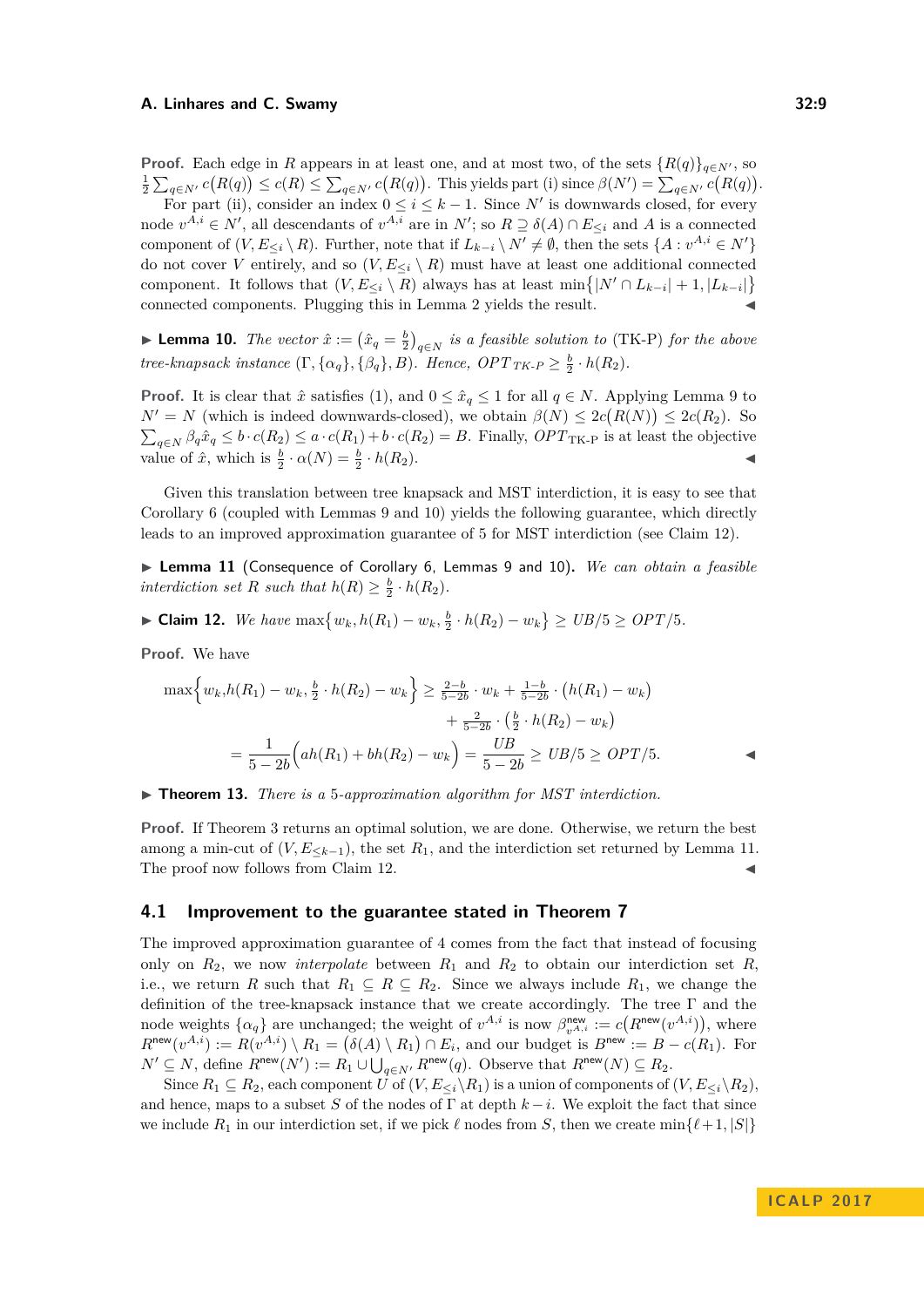**Proof.** Each edge in $R$ appears in at least one, and at most two, of the sets $\{R(q)\}_{q\in N'}$, so $\frac{1}{2}\sum_{q\in N'} c\big(R(q)\big) \le c(R) \le \sum_{q\in N'} c\big(R(q)\big)$. This yields part (i) since $\beta(N') = \sum_{q\in N'} c\big(R(q)\big)$.

For part (ii), consider an index $0 \le i \le k-1$. Since $N'$ is downwards closed, for every node $v^{A,i} \in N'$, all descendants of $v^{A,i}$ are in $N'$; so $R \supseteq \delta(A) \cap E_{\le i}$ and $A$ is a connected component of $(V, E_{\le i} \setminus R)$. Further, note that if $L_{k-i} \setminus N' \neq \emptyset$, then the sets $\{A : v^{A,i} \in N'\}$ do not cover $V$ entirely, and so $(V, E_{\le i} \setminus R)$ must have at least one additional connected component. It follows that $(V, E_{\le i} \setminus R)$ always has at least $\min\big\{|N' \cap L_{k-i}| + 1, |L_{k-i}|\big\}$ connected components. Plugging this in Lemma 2 yields the result. ◀

▶ **Lemma 10.** *The vector $\hat{x} := \big(\hat{x}_q = \frac{b}{2}\big)_{q\in N}$ is a feasible solution to* (TK-P) *for the above tree-knapsack instance $(\Gamma, \{\alpha_q\}, \{\beta_q\}, B)$. Hence, $OPT_{\text{TK-P}} \ge \frac{b}{2}\cdot h(R_2)$.*

**Proof.** It is clear that $\hat{x}$ satisfies (1), and $0 \le \hat{x}_q \le 1$ for all $q \in N$. Applying Lemma 9 to $N' = N$ (which is indeed downwards-closed), we obtain $\beta(N) \le 2c\big(R(N)\big) \le 2c(R_2)$. So $\sum_{q\in N} \beta_q \hat{x}_q \le b \cdot c(R_2) \le a \cdot c(R_1) + b \cdot c(R_2) = B$. Finally, $OPT_{\text{TK-P}}$ is at least the objective value of $\hat{x}$, which is $\frac{b}{2}\cdot \alpha(N) = \frac{b}{2}\cdot h(R_2)$. ◀

Given this translation between tree knapsack and MST interdiction, it is easy to see that Corollary 6 (coupled with Lemmas 9 and 10) yields the following guarantee, which directly leads to an improved approximation guarantee of 5 for MST interdiction (see Claim 12).

▶ **Lemma 11** (Consequence of Corollary 6, Lemmas 9 and 10)**.** *We can obtain a feasible interdiction set $R$ such that $h(R) \ge \frac{b}{2}\cdot h(R_2)$.*

▶ **Claim 12.** *We have $\max\big\{w_k, h(R_1) - w_k, \frac{b}{2}\cdot h(R_2) - w_k\big\} \ge UB/5 \ge OPT/5$.*

**Proof.** We have

$$
\begin{aligned}
\max\Big\{w_k, h(R_1) - w_k, \tfrac{b}{2}\cdot h(R_2) - w_k\Big\} &\ge \tfrac{2-b}{5-2b}\cdot w_k + \tfrac{1-b}{5-2b}\cdot\big(h(R_1) - w_k\big) \\
&\quad + \tfrac{2}{5-2b}\cdot\big(\tfrac{b}{2}\cdot h(R_2) - w_k\big) \\
&= \frac{1}{5-2b}\Big(ah(R_1) + bh(R_2) - w_k\Big) = \frac{UB}{5-2b} \ge UB/5 \ge OPT/5.
\end{aligned}
$$
◀

▶ **Theorem 13.** *There is a 5-approximation algorithm for MST interdiction.*

**Proof.** If Theorem 3 returns an optimal solution, we are done. Otherwise, we return the best among a min-cut of $(V, E_{\le k-1})$, the set $R_1$, and the interdiction set returned by Lemma 11. The proof now follows from Claim 12. ◀

## 4.1 Improvement to the guarantee stated in Theorem 7

The improved approximation guarantee of 4 comes from the fact that instead of focusing only on $R_2$, we now *interpolate* between $R_1$ and $R_2$ to obtain our interdiction set $R$, i.e., we return $R$ such that $R_1 \subseteq R \subseteq R_2$. Since we always include $R_1$, we change the definition of the tree-knapsack instance that we create accordingly. The tree $\Gamma$ and the node weights $\{\alpha_q\}$ are unchanged; the weight of $v^{A,i}$ is now $\beta^{\mathsf{new}}_{v^{A,i}} := c\big(R^{\mathsf{new}}(v^{A,i})\big)$, where $R^{\mathsf{new}}(v^{A,i}) := R(v^{A,i}) \setminus R_1 = \big(\delta(A) \setminus R_1\big) \cap E_i$, and our budget is $B^{\mathsf{new}} := B - c(R_1)$. For $N' \subseteq N$, define $R^{\mathsf{new}}(N') := R_1 \cup \bigcup_{q\in N'} R^{\mathsf{new}}(q)$. Observe that $R^{\mathsf{new}}(N) \subseteq R_2$.

Since $R_1 \subseteq R_2$, each component $U$ of $(V, E_{\le i}\setminus R_1)$ is a union of components of $(V, E_{\le i}\setminus R_2)$, and hence, maps to a subset $S$ of the nodes of $\Gamma$ at depth $k-i$. We exploit the fact that since we include $R_1$ in our interdiction set, if we pick $\ell$ nodes from $S$, then we create $\min\{\ell+1, |S|\}$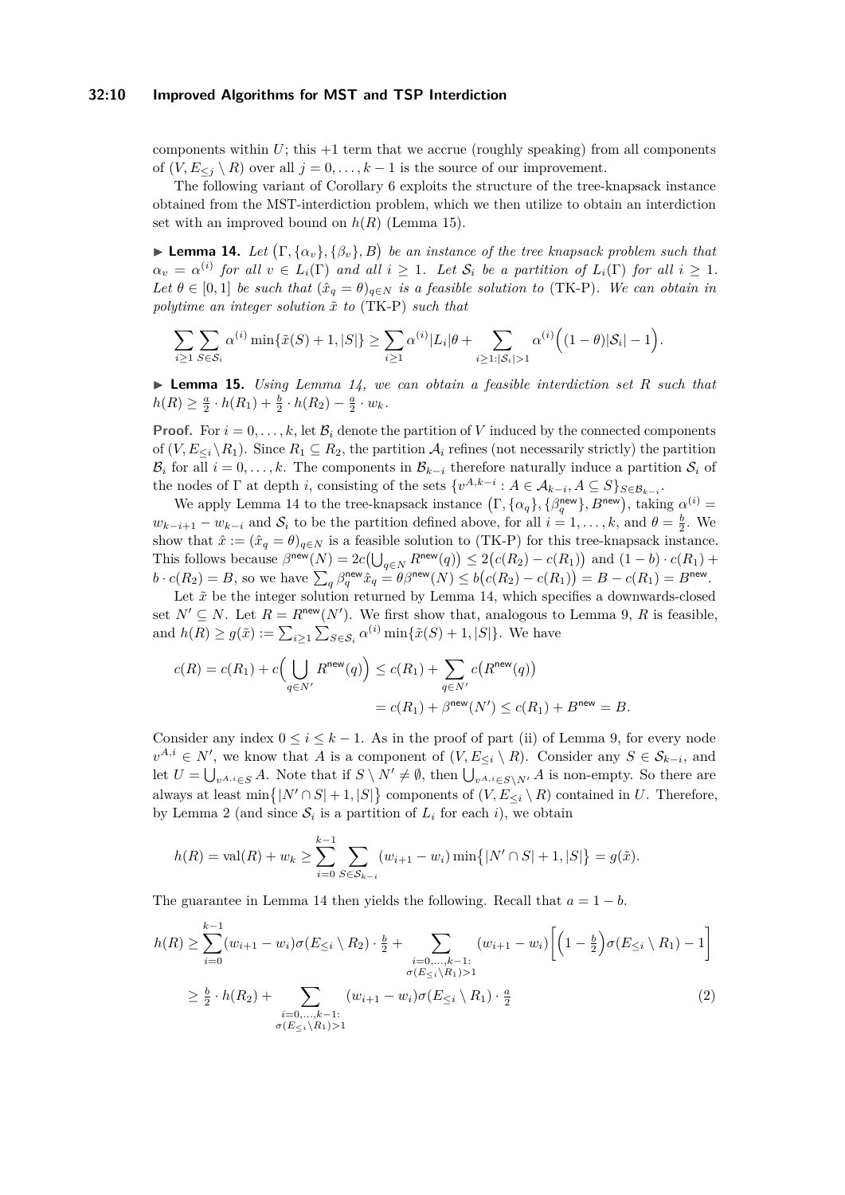components within $U$; this $+1$ term that we accrue (roughly speaking) from all components of $(V, E_{\leq j} \setminus R)$ over all $j = 0, \ldots, k-1$ is the source of our improvement.

The following variant of Corollary 6 exploits the structure of the tree-knapsack instance obtained from the MST-interdiction problem, which we then utilize to obtain an interdiction set with an improved bound on $h(R)$ (Lemma 15).

▶ **Lemma 14.** *Let $\big(\Gamma, \{\alpha_v\}, \{\beta_v\}, B\big)$ be an instance of the tree knapsack problem such that $\alpha_v = \alpha^{(i)}$ for all $v \in L_i(\Gamma)$ and all $i \geq 1$. Let $\mathcal{S}_i$ be a partition of $L_i(\Gamma)$ for all $i \geq 1$. Let $\theta \in [0,1]$ be such that $(\hat{x}_q = \theta)_{q \in N}$ is a feasible solution to* (TK-P)*. We can obtain in polytime an integer solution $\tilde{x}$ to* (TK-P) *such that*

$$\sum_{i \geq 1} \sum_{S \in \mathcal{S}_i} \alpha^{(i)} \min\{\tilde{x}(S) + 1, |S|\} \geq \sum_{i \geq 1} \alpha^{(i)} |L_i| \theta + \sum_{i \geq 1 : |\mathcal{S}_i| > 1} \alpha^{(i)} \Big( (1-\theta)|\mathcal{S}_i| - 1 \Big).$$

▶ **Lemma 15.** *Using Lemma 14, we can obtain a feasible interdiction set $R$ such that $h(R) \geq \frac{a}{2} \cdot h(R_1) + \frac{b}{2} \cdot h(R_2) - \frac{a}{2} \cdot w_k$.*

**Proof.** For $i = 0, \ldots, k$, let $\mathcal{B}_i$ denote the partition of $V$ induced by the connected components of $(V, E_{\leq i} \setminus R_1)$. Since $R_1 \subseteq R_2$, the partition $\mathcal{A}_i$ refines (not necessarily strictly) the partition $\mathcal{B}_i$ for all $i = 0, \ldots, k$. The components in $\mathcal{B}_{k-i}$ therefore naturally induce a partition $\mathcal{S}_i$ of the nodes of $\Gamma$ at depth $i$, consisting of the sets $\{v^{A,k-i} : A \in \mathcal{A}_{k-i}, A \subseteq S\}_{S \in \mathcal{B}_{k-i}}$.

We apply Lemma 14 to the tree-knapsack instance $\big(\Gamma, \{\alpha_q\}, \{\beta_q^{\mathsf{new}}\}, B^{\mathsf{new}}\big)$, taking $\alpha^{(i)} = w_{k-i+1} - w_{k-i}$ and $\mathcal{S}_i$ to be the partition defined above, for all $i = 1, \ldots, k$, and $\theta = \frac{b}{2}$. We show that $\hat{x} := (\hat{x}_q = \theta)_{q \in N}$ is a feasible solution to (TK-P) for this tree-knapsack instance. This follows because $\beta^{\mathsf{new}}(N) = 2c\big(\bigcup_{q \in N} R^{\mathsf{new}}(q)\big) \leq 2\big(c(R_2) - c(R_1)\big)$ and $(1-b) \cdot c(R_1) + b \cdot c(R_2) = B$, so we have $\sum_q \beta_q^{\mathsf{new}} \hat{x}_q = \theta \beta^{\mathsf{new}}(N) \leq b\big(c(R_2) - c(R_1)\big) = B - c(R_1) = B^{\mathsf{new}}$.

Let $\tilde{x}$ be the integer solution returned by Lemma 14, which specifies a downwards-closed set $N' \subseteq N$. Let $R = R^{\mathsf{new}}(N')$. We first show that, analogous to Lemma 9, $R$ is feasible, and $h(R) \geq g(\tilde{x}) := \sum_{i \geq 1} \sum_{S \in \mathcal{S}_i} \alpha^{(i)} \min\{\tilde{x}(S) + 1, |S|\}$. We have

$$\begin{aligned} c(R) = c(R_1) + c\Big(\bigcup_{q \in N'} R^{\mathsf{new}}(q)\Big) &\leq c(R_1) + \sum_{q \in N'} c\big(R^{\mathsf{new}}(q)\big) \\ &= c(R_1) + \beta^{\mathsf{new}}(N') \leq c(R_1) + B^{\mathsf{new}} = B. \end{aligned}$$

Consider any index $0 \leq i \leq k-1$. As in the proof of part (ii) of Lemma 9, for every node $v^{A,i} \in N'$, we know that $A$ is a component of $(V, E_{\leq i} \setminus R)$. Consider any $S \in \mathcal{S}_{k-i}$, and let $U = \bigcup_{v^{A,i} \in S} A$. Note that if $S \setminus N' \neq \emptyset$, then $\bigcup_{v^{A,i} \in S \setminus N'} A$ is non-empty. So there are always at least $\min\big\{|N' \cap S| + 1, |S|\big\}$ components of $(V, E_{\leq i} \setminus R)$ contained in $U$. Therefore, by Lemma 2 (and since $\mathcal{S}_i$ is a partition of $L_i$ for each $i$), we obtain

$$h(R) = \mathrm{val}(R) + w_k \geq \sum_{i=0}^{k-1} \sum_{S \in \mathcal{S}_{k-i}} (w_{i+1} - w_i) \min\big\{|N' \cap S| + 1, |S|\big\} = g(\tilde{x}).$$

The guarantee in Lemma 14 then yields the following. Recall that $a = 1 - b$.

$$\begin{aligned} h(R) &\geq \sum_{i=0}^{k-1} (w_{i+1} - w_i) \sigma(E_{\leq i} \setminus R_2) \cdot \tfrac{b}{2} + \sum_{\substack{i=0,\ldots,k-1: \\ \sigma(E_{\leq i} \setminus R_1) > 1}} (w_{i+1} - w_i) \Big[ \Big(1 - \tfrac{b}{2}\Big) \sigma(E_{\leq i} \setminus R_1) - 1 \Big] \\ &\geq \tfrac{b}{2} \cdot h(R_2) + \sum_{\substack{i=0,\ldots,k-1: \\ \sigma(E_{\leq i} \setminus R_1) > 1}} (w_{i+1} - w_i) \sigma(E_{\leq i} \setminus R_1) \cdot \tfrac{a}{2} \end{aligned} \tag{2}$$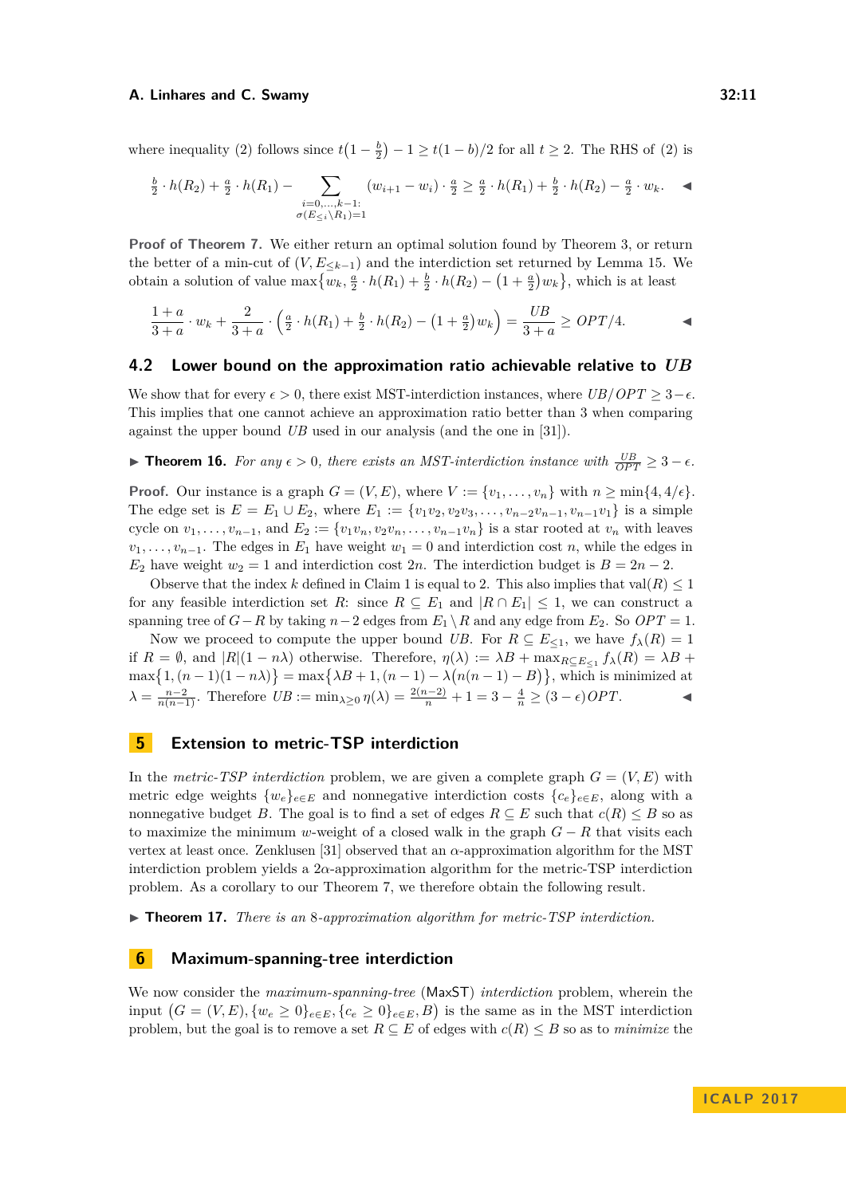where inequality (2) follows since $t\left(1-\frac{b}{2}\right)-1 \geq t(1-b)/2$ for all $t \geq 2$. The RHS of (2) is

$$\tfrac{b}{2}\cdot h(R_2)+\tfrac{a}{2}\cdot h(R_1)-\sum_{\substack{i=0,\ldots,k-1:\\ \sigma(E_{\leq i}\setminus R_1)=1}}(w_{i+1}-w_i)\cdot\tfrac{a}{2} \geq \tfrac{a}{2}\cdot h(R_1)+\tfrac{b}{2}\cdot h(R_2)-\tfrac{a}{2}\cdot w_k. \quad \blacktriangleleft$$

**Proof of Theorem 7.** We either return an optimal solution found by Theorem 3, or return the better of a min-cut of $(V, E_{\leq k-1})$ and the interdiction set returned by Lemma 15. We obtain a solution of value $\max\left\{w_k, \frac{a}{2}\cdot h(R_1)+\frac{b}{2}\cdot h(R_2)-\left(1+\frac{a}{2}\right)w_k\right\}$, which is at least

$$\frac{1+a}{3+a}\cdot w_k+\frac{2}{3+a}\cdot\left(\tfrac{a}{2}\cdot h(R_1)+\tfrac{b}{2}\cdot h(R_2)-\left(1+\tfrac{a}{2}\right)w_k\right)=\frac{UB}{3+a}\geq OPT/4. \quad \blacktriangleleft$$

## 4.2 Lower bound on the approximation ratio achievable relative to $UB$

We show that for every $\epsilon > 0$, there exist MST-interdiction instances, where $UB/OPT \geq 3-\epsilon$. This implies that one cannot achieve an approximation ratio better than 3 when comparing against the upper bound $UB$ used in our analysis (and the one in [31]).

▶ **Theorem 16.** *For any $\epsilon > 0$, there exists an MST-interdiction instance with $\frac{UB}{OPT} \geq 3-\epsilon$.*

**Proof.** Our instance is a graph $G=(V,E)$, where $V := \{v_1,\ldots,v_n\}$ with $n \geq \min\{4, 4/\epsilon\}$. The edge set is $E = E_1 \cup E_2$, where $E_1 := \{v_1v_2, v_2v_3, \ldots, v_{n-2}v_{n-1}, v_{n-1}v_1\}$ is a simple cycle on $v_1,\ldots,v_{n-1}$, and $E_2 := \{v_1v_n, v_2v_n, \ldots, v_{n-1}v_n\}$ is a star rooted at $v_n$ with leaves $v_1,\ldots,v_{n-1}$. The edges in $E_1$ have weight $w_1 = 0$ and interdiction cost $n$, while the edges in $E_2$ have weight $w_2 = 1$ and interdiction cost $2n$. The interdiction budget is $B = 2n-2$.

Observe that the index $k$ defined in Claim 1 is equal to 2. This also implies that $\mathrm{val}(R) \leq 1$ for any feasible interdiction set $R$: since $R \subseteq E_1$ and $|R \cap E_1| \leq 1$, we can construct a spanning tree of $G-R$ by taking $n-2$ edges from $E_1 \setminus R$ and any edge from $E_2$. So $OPT = 1$.

Now we proceed to compute the upper bound $UB$. For $R \subseteq E_{\leq 1}$, we have $f_\lambda(R) = 1$ if $R = \emptyset$, and $|R|(1-n\lambda)$ otherwise. Therefore, $\eta(\lambda) := \lambda B + \max_{R\subseteq E_{\leq 1}} f_\lambda(R) = \lambda B + \max\left\{1, (n-1)(1-n\lambda)\right\} = \max\left\{\lambda B+1, (n-1)-\lambda\bigl(n(n-1)-B\bigr)\right\}$, which is minimized at $\lambda = \frac{n-2}{n(n-1)}$. Therefore $UB := \min_{\lambda\geq 0}\eta(\lambda) = \frac{2(n-2)}{n}+1 = 3-\frac{4}{n} \geq (3-\epsilon)OPT$. ◀

# 5 Extension to metric-TSP interdiction

In the *metric-TSP interdiction* problem, we are given a complete graph $G=(V,E)$ with metric edge weights $\{w_e\}_{e\in E}$ and nonnegative interdiction costs $\{c_e\}_{e\in E}$, along with a nonnegative budget $B$. The goal is to find a set of edges $R \subseteq E$ such that $c(R) \leq B$ so as to maximize the minimum $w$-weight of a closed walk in the graph $G-R$ that visits each vertex at least once. Zenklusen [31] observed that an $\alpha$-approximation algorithm for the MST interdiction problem yields a $2\alpha$-approximation algorithm for the metric-TSP interdiction problem. As a corollary to our Theorem 7, we therefore obtain the following result.

▶ **Theorem 17.** *There is an 8-approximation algorithm for metric-TSP interdiction.*

# 6 Maximum-spanning-tree interdiction

We now consider the *maximum-spanning-tree* (MaxST) *interdiction* problem, wherein the input $\left(G=(V,E), \{w_e \geq 0\}_{e\in E}, \{c_e \geq 0\}_{e\in E}, B\right)$ is the same as in the MST interdiction problem, but the goal is to remove a set $R \subseteq E$ of edges with $c(R) \leq B$ so as to *minimize* the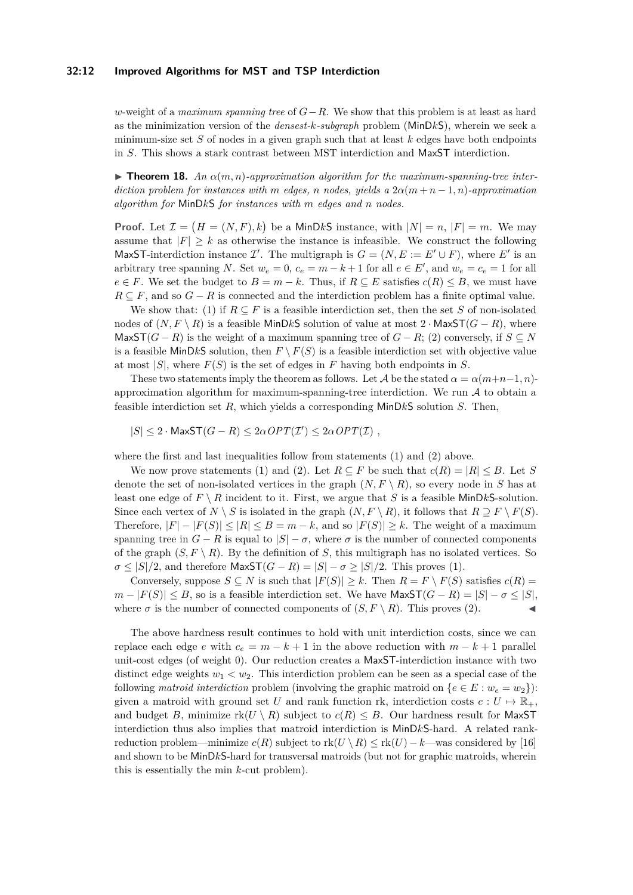$w$-weight of a *maximum spanning tree* of $G-R$. We show that this problem is at least as hard as the minimization version of the *densest-$k$-subgraph* problem (MinD$k$S), wherein we seek a minimum-size set $S$ of nodes in a given graph such that at least $k$ edges have both endpoints in $S$. This shows a stark contrast between MST interdiction and MaxST interdiction.

▶ **Theorem 18.** *An $\alpha(m,n)$-approximation algorithm for the maximum-spanning-tree interdiction problem for instances with $m$ edges, $n$ nodes, yields a $2\alpha(m+n-1,n)$-approximation algorithm for* MinD$k$S *for instances with $m$ edges and $n$ nodes.*

**Proof.** Let $\mathcal{I} = \big(H = (N,F), k\big)$ be a MinD$k$S instance, with $|N| = n$, $|F| = m$. We may assume that $|F| \geq k$ as otherwise the instance is infeasible. We construct the following MaxST-interdiction instance $\mathcal{I}'$. The multigraph is $G = (N, E := E' \cup F)$, where $E'$ is an arbitrary tree spanning $N$. Set $w_e = 0$, $c_e = m-k+1$ for all $e \in E'$, and $w_e = c_e = 1$ for all $e \in F$. We set the budget to $B = m-k$. Thus, if $R \subseteq E$ satisfies $c(R) \leq B$, we must have $R \subseteq F$, and so $G - R$ is connected and the interdiction problem has a finite optimal value.

We show that: (1) if $R \subseteq F$ is a feasible interdiction set, then the set $S$ of non-isolated nodes of $(N, F \setminus R)$ is a feasible MinD$k$S solution of value at most $2 \cdot \mathsf{MaxST}(G-R)$, where $\mathsf{MaxST}(G-R)$ is the weight of a maximum spanning tree of $G-R$; (2) conversely, if $S \subseteq N$ is a feasible MinD$k$S solution, then $F \setminus F(S)$ is a feasible interdiction set with objective value at most $|S|$, where $F(S)$ is the set of edges in $F$ having both endpoints in $S$.

These two statements imply the theorem as follows. Let $\mathcal{A}$ be the stated $\alpha = \alpha(m+n-1,n)$-approximation algorithm for maximum-spanning-tree interdiction. We run $\mathcal{A}$ to obtain a feasible interdiction set $R$, which yields a corresponding MinD$k$S solution $S$. Then,

$$|S| \leq 2 \cdot \mathsf{MaxST}(G-R) \leq 2\alpha OPT(\mathcal{I}') \leq 2\alpha OPT(\mathcal{I}) \ ,$$

where the first and last inequalities follow from statements (1) and (2) above.

We now prove statements (1) and (2). Let $R \subseteq F$ be such that $c(R) = |R| \leq B$. Let $S$ denote the set of non-isolated vertices in the graph $(N, F \setminus R)$, so every node in $S$ has at least one edge of $F \setminus R$ incident to it. First, we argue that $S$ is a feasible MinD$k$S-solution. Since each vertex of $N \setminus S$ is isolated in the graph $(N, F \setminus R)$, it follows that $R \supseteq F \setminus F(S)$. Therefore, $|F| - |F(S)| \leq |R| \leq B = m-k$, and so $|F(S)| \geq k$. The weight of a maximum spanning tree in $G-R$ is equal to $|S| - \sigma$, where $\sigma$ is the number of connected components of the graph $(S, F \setminus R)$. By the definition of $S$, this multigraph has no isolated vertices. So $\sigma \leq |S|/2$, and therefore $\mathsf{MaxST}(G-R) = |S| - \sigma \geq |S|/2$. This proves (1).

Conversely, suppose $S \subseteq N$ is such that $|F(S)| \geq k$. Then $R = F \setminus F(S)$ satisfies $c(R) = m - |F(S)| \leq B$, so is a feasible interdiction set. We have $\mathsf{MaxST}(G-R) = |S| - \sigma \leq |S|$, where $\sigma$ is the number of connected components of $(S, F \setminus R)$. This proves (2). ◀

The above hardness result continues to hold with unit interdiction costs, since we can replace each edge $e$ with $c_e = m-k+1$ in the above reduction with $m-k+1$ parallel unit-cost edges (of weight 0). Our reduction creates a MaxST-interdiction instance with two distinct edge weights $w_1 < w_2$. This interdiction problem can be seen as a special case of the following *matroid interdiction* problem (involving the graphic matroid on $\{e \in E : w_e = w_2\}$): given a matroid with ground set $U$ and rank function rk, interdiction costs $c : U \mapsto \mathbb{R}_+$, and budget $B$, minimize $\text{rk}(U \setminus R)$ subject to $c(R) \leq B$. Our hardness result for MaxST interdiction thus also implies that matroid interdiction is MinD$k$S-hard. A related rank-reduction problem—minimize $c(R)$ subject to $\text{rk}(U \setminus R) \leq \text{rk}(U) - k$—was considered by [16] and shown to be MinD$k$S-hard for transversal matroids (but not for graphic matroids, wherein this is essentially the min $k$-cut problem).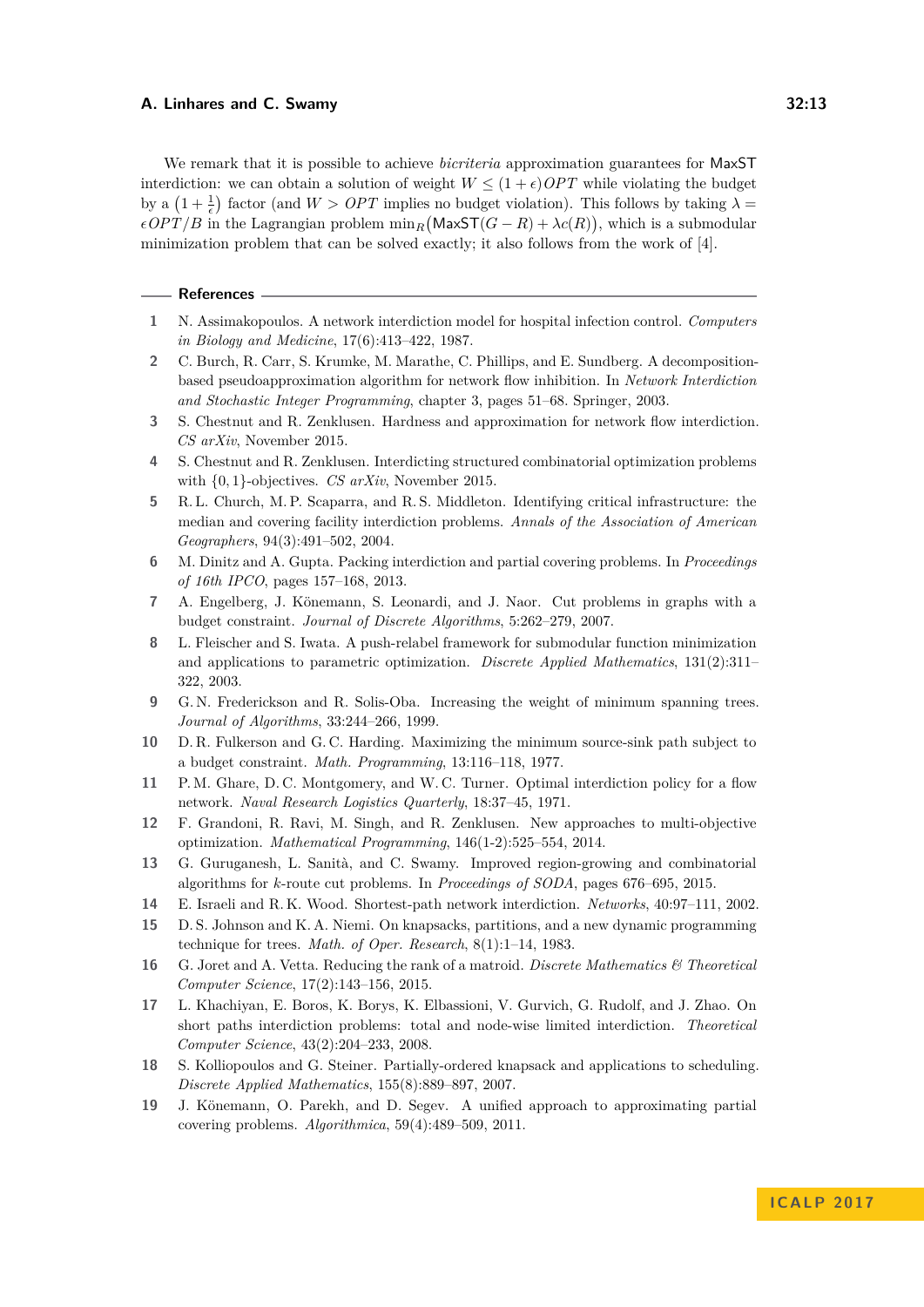We remark that it is possible to achieve *bicriteria* approximation guarantees for MaxST interdiction: we can obtain a solution of weight $W \leq (1+\epsilon)OPT$ while violating the budget by a $\left(1+\frac{1}{\epsilon}\right)$ factor (and $W > OPT$ implies no budget violation). This follows by taking $\lambda = \epsilon OPT/B$ in the Lagrangian problem $\min_R\bigl(\mathsf{MaxST}(G-R)+\lambda c(R)\bigr)$, which is a submodular minimization problem that can be solved exactly; it also follows from the work of [4].

## References

1. N. Assimakopoulos. A network interdiction model for hospital infection control. *Computers in Biology and Medicine*, 17(6):413–422, 1987.
2. C. Burch, R. Carr, S. Krumke, M. Marathe, C. Phillips, and E. Sundberg. A decomposition-based pseudoapproximation algorithm for network flow inhibition. In *Network Interdiction and Stochastic Integer Programming*, chapter 3, pages 51–68. Springer, 2003.
3. S. Chestnut and R. Zenklusen. Hardness and approximation for network flow interdiction. *CS arXiv*, November 2015.
4. S. Chestnut and R. Zenklusen. Interdicting structured combinatorial optimization problems with $\{0,1\}$-objectives. *CS arXiv*, November 2015.
5. R. L. Church, M. P. Scaparra, and R. S. Middleton. Identifying critical infrastructure: the median and covering facility interdiction problems. *Annals of the Association of American Geographers*, 94(3):491–502, 2004.
6. M. Dinitz and A. Gupta. Packing interdiction and partial covering problems. In *Proceedings of 16th IPCO*, pages 157–168, 2013.
7. A. Engelberg, J. Könemann, S. Leonardi, and J. Naor. Cut problems in graphs with a budget constraint. *Journal of Discrete Algorithms*, 5:262–279, 2007.
8. L. Fleischer and S. Iwata. A push-relabel framework for submodular function minimization and applications to parametric optimization. *Discrete Applied Mathematics*, 131(2):311–322, 2003.
9. G. N. Frederickson and R. Solis-Oba. Increasing the weight of minimum spanning trees. *Journal of Algorithms*, 33:244–266, 1999.
10. D. R. Fulkerson and G. C. Harding. Maximizing the minimum source-sink path subject to a budget constraint. *Math. Programming*, 13:116–118, 1977.
11. P. M. Ghare, D. C. Montgomery, and W. C. Turner. Optimal interdiction policy for a flow network. *Naval Research Logistics Quarterly*, 18:37–45, 1971.
12. F. Grandoni, R. Ravi, M. Singh, and R. Zenklusen. New approaches to multi-objective optimization. *Mathematical Programming*, 146(1-2):525–554, 2014.
13. G. Guruganesh, L. Sanità, and C. Swamy. Improved region-growing and combinatorial algorithms for $k$-route cut problems. In *Proceedings of SODA*, pages 676–695, 2015.
14. E. Israeli and R. K. Wood. Shortest-path network interdiction. *Networks*, 40:97–111, 2002.
15. D. S. Johnson and K. A. Niemi. On knapsacks, partitions, and a new dynamic programming technique for trees. *Math. of Oper. Research*, 8(1):1–14, 1983.
16. G. Joret and A. Vetta. Reducing the rank of a matroid. *Discrete Mathematics & Theoretical Computer Science*, 17(2):143–156, 2015.
17. L. Khachiyan, E. Boros, K. Borys, K. Elbassioni, V. Gurvich, G. Rudolf, and J. Zhao. On short paths interdiction problems: total and node-wise limited interdiction. *Theoretical Computer Science*, 43(2):204–233, 2008.
18. S. Kolliopoulos and G. Steiner. Partially-ordered knapsack and applications to scheduling. *Discrete Applied Mathematics*, 155(8):889–897, 2007.
19. J. Könemann, O. Parekh, and D. Segev. A unified approach to approximating partial covering problems. *Algorithmica*, 59(4):489–509, 2011.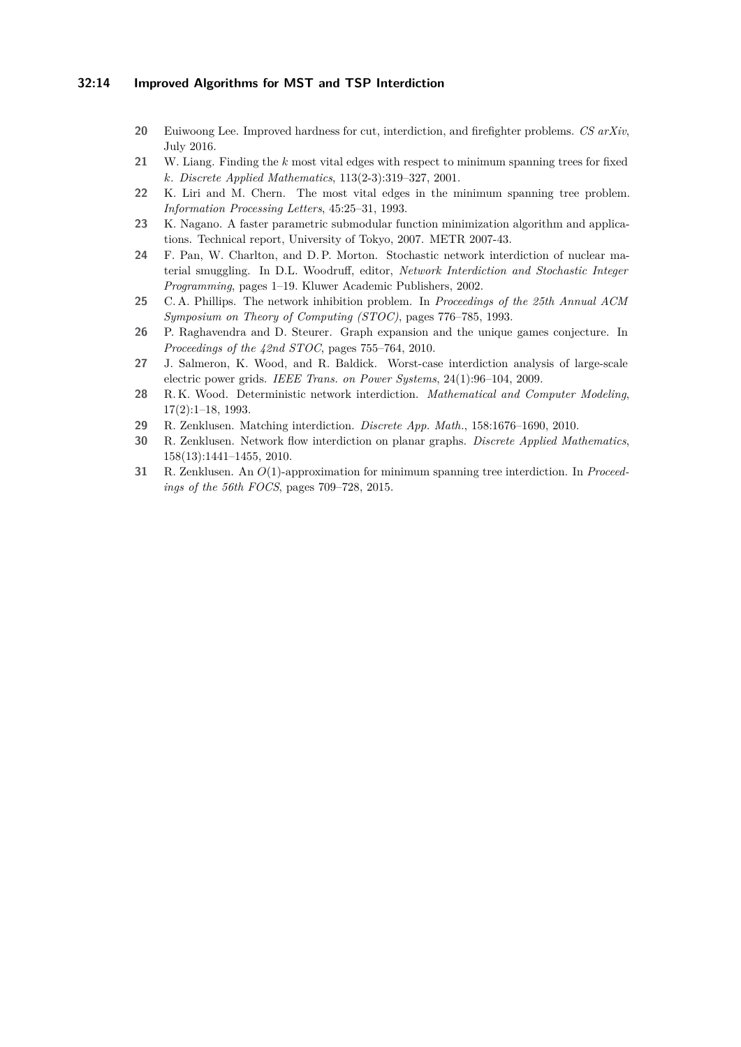**20** Euiwoong Lee. Improved hardness for cut, interdiction, and firefighter problems. *CS arXiv*, July 2016.

**21** W. Liang. Finding the $k$ most vital edges with respect to minimum spanning trees for fixed $k$. *Discrete Applied Mathematics*, 113(2-3):319–327, 2001.

**22** K. Liri and M. Chern. The most vital edges in the minimum spanning tree problem. *Information Processing Letters*, 45:25–31, 1993.

**23** K. Nagano. A faster parametric submodular function minimization algorithm and applications. Technical report, University of Tokyo, 2007. METR 2007-43.

**24** F. Pan, W. Charlton, and D. P. Morton. Stochastic network interdiction of nuclear material smuggling. In D.L. Woodruff, editor, *Network Interdiction and Stochastic Integer Programming*, pages 1–19. Kluwer Academic Publishers, 2002.

**25** C. A. Phillips. The network inhibition problem. In *Proceedings of the 25th Annual ACM Symposium on Theory of Computing (STOC)*, pages 776–785, 1993.

**26** P. Raghavendra and D. Steurer. Graph expansion and the unique games conjecture. In *Proceedings of the 42nd STOC*, pages 755–764, 2010.

**27** J. Salmeron, K. Wood, and R. Baldick. Worst-case interdiction analysis of large-scale electric power grids. *IEEE Trans. on Power Systems*, 24(1):96–104, 2009.

**28** R. K. Wood. Deterministic network interdiction. *Mathematical and Computer Modeling*, 17(2):1–18, 1993.

**29** R. Zenklusen. Matching interdiction. *Discrete App. Math.*, 158:1676–1690, 2010.

**30** R. Zenklusen. Network flow interdiction on planar graphs. *Discrete Applied Mathematics*, 158(13):1441–1455, 2010.

**31** R. Zenklusen. An $O(1)$-approximation for minimum spanning tree interdiction. In *Proceedings of the 56th FOCS*, pages 709–728, 2015.